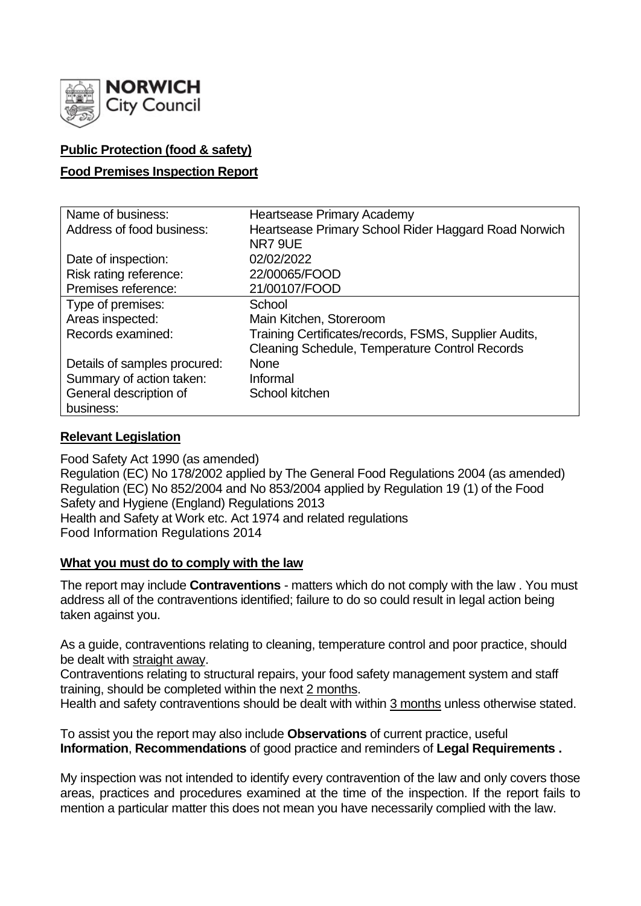**NORWICH City Council**

**Public Protection (food & safety)**

**Food Premises Inspection Report**

| Name of business: | Heartsease Primary Academy |
|---|---|
| Address of food business: | Heartsease Primary School Rider Haggard Road Norwich NR7 9UE |
| Date of inspection: | 02/02/2022 |
| Risk rating reference: | 22/00065/FOOD |
| Premises reference: | 21/00107/FOOD |
| Type of premises: | School |
| Areas inspected: | Main Kitchen, Storeroom |
| Records examined: | Training Certificates/records, FSMS, Supplier Audits, Cleaning Schedule, Temperature Control Records |
| Details of samples procured: | None |
| Summary of action taken: | Informal |
| General description of business: | School kitchen |

**Relevant Legislation**

Food Safety Act 1990 (as amended)
Regulation (EC) No 178/2002 applied by The General Food Regulations 2004 (as amended)
Regulation (EC) No 852/2004 and No 853/2004 applied by Regulation 19 (1) of the Food Safety and Hygiene (England) Regulations 2013
Health and Safety at Work etc. Act 1974 and related regulations
Food Information Regulations 2014

**What you must do to comply with the law**

The report may include **Contraventions** - matters which do not comply with the law . You must address all of the contraventions identified; failure to do so could result in legal action being taken against you.

As a guide, contraventions relating to cleaning, temperature control and poor practice, should be dealt with straight away.
Contraventions relating to structural repairs, your food safety management system and staff training, should be completed within the next 2 months.
Health and safety contraventions should be dealt with within 3 months unless otherwise stated.

To assist you the report may also include **Observations** of current practice, useful **Information**, **Recommendations** of good practice and reminders of **Legal Requirements .**

My inspection was not intended to identify every contravention of the law and only covers those areas, practices and procedures examined at the time of the inspection. If the report fails to mention a particular matter this does not mean you have necessarily complied with the law.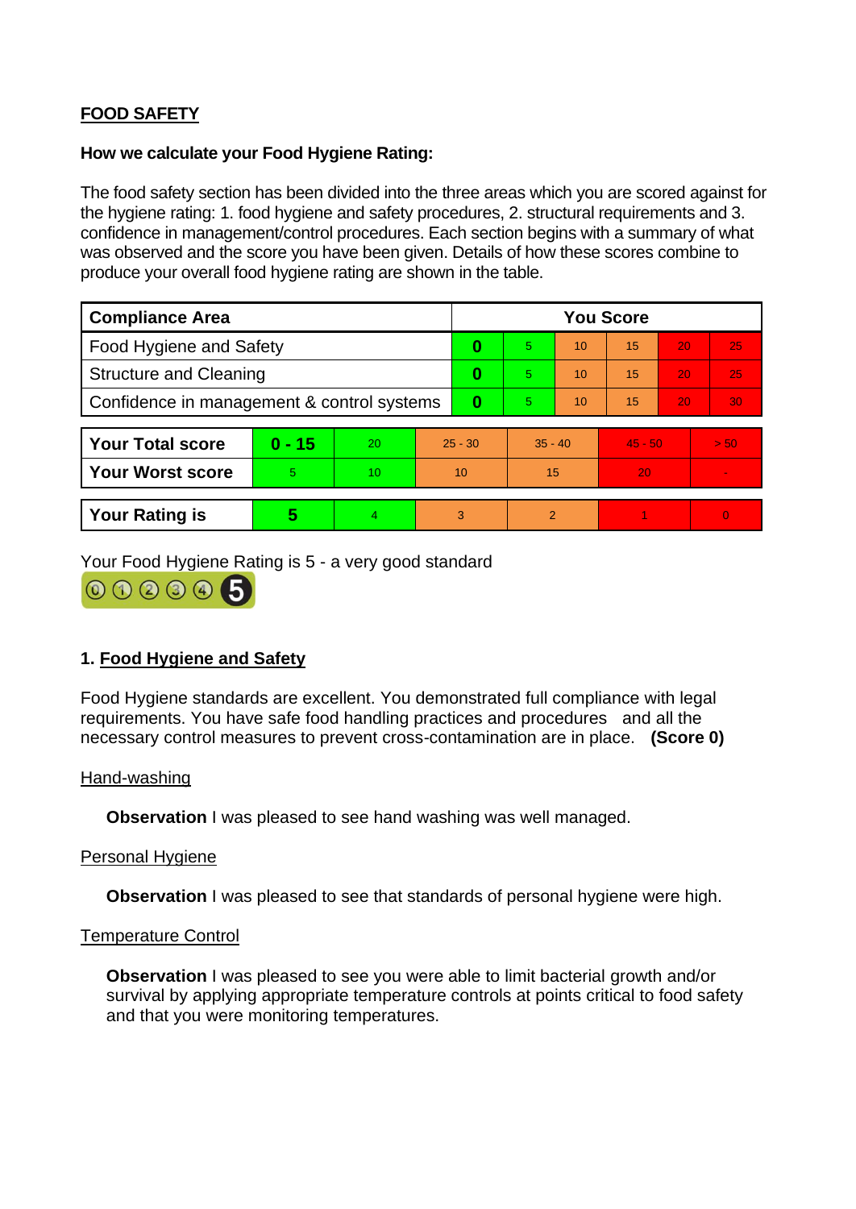**FOOD SAFETY**

**How we calculate your Food Hygiene Rating:**

The food safety section has been divided into the three areas which you are scored against for the hygiene rating: 1. food hygiene and safety procedures, 2. structural requirements and 3. confidence in management/control procedures. Each section begins with a summary of what was observed and the score you have been given. Details of how these scores combine to produce your overall food hygiene rating are shown in the table.

| Compliance Area | You Score | | | | | |
|---|---|---|---|---|---|---|
| Food Hygiene and Safety | **0** | 5 | 10 | 15 | 20 | 25 |
| Structure and Cleaning | **0** | 5 | 10 | 15 | 20 | 25 |
| Confidence in management & control systems | **0** | 5 | 10 | 15 | 20 | 30 |

| | | | | | | |
|---|---|---|---|---|---|---|
| **Your Total score** | **0 - 15** | 20 | 25 - 30 | 35 - 40 | 45 - 50 | > 50 |
| **Your Worst score** | 5 | 10 | 10 | 15 | 20 | - |
| **Your Rating is** | **5** | 4 | 3 | 2 | 1 | 0 |

Your Food Hygiene Rating is 5 - a very good standard

## 1. Food Hygiene and Safety

Food Hygiene standards are excellent. You demonstrated full compliance with legal requirements. You have safe food handling practices and procedures and all the necessary control measures to prevent cross-contamination are in place. **(Score 0)**

Hand-washing

**Observation** I was pleased to see hand washing was well managed.

Personal Hygiene

**Observation** I was pleased to see that standards of personal hygiene were high.

Temperature Control

**Observation** I was pleased to see you were able to limit bacterial growth and/or survival by applying appropriate temperature controls at points critical to food safety and that you were monitoring temperatures.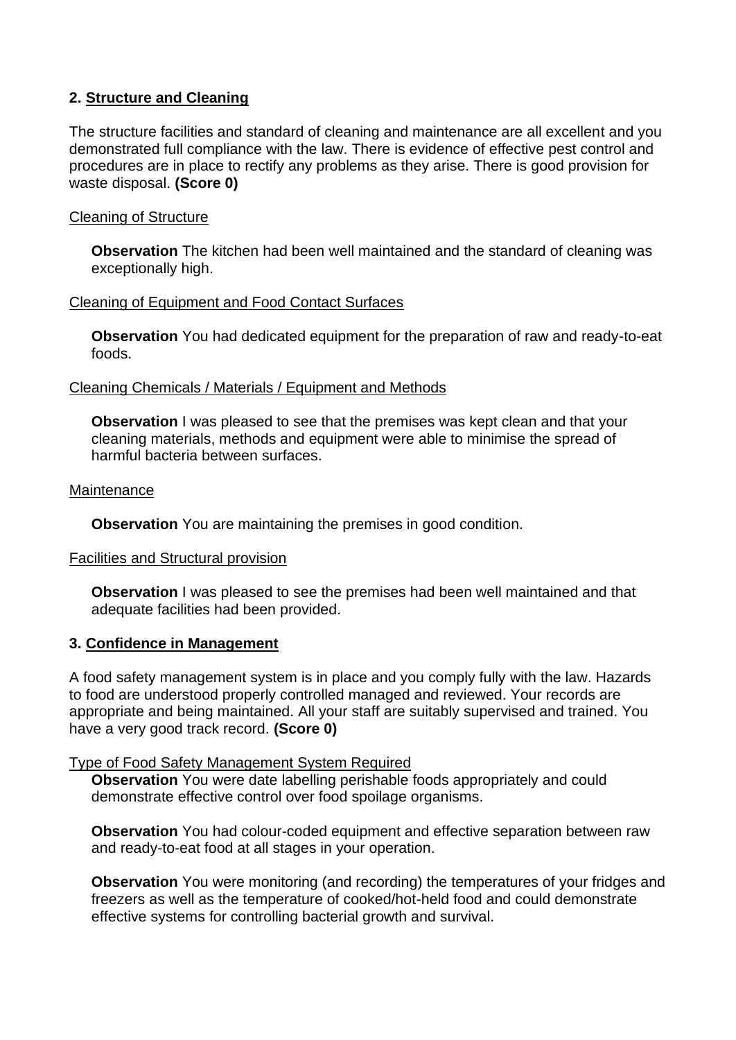## 2. Structure and Cleaning

The structure facilities and standard of cleaning and maintenance are all excellent and you demonstrated full compliance with the law. There is evidence of effective pest control and procedures are in place to rectify any problems as they arise. There is good provision for waste disposal. **(Score 0)**

### Cleaning of Structure

**Observation** The kitchen had been well maintained and the standard of cleaning was exceptionally high.

### Cleaning of Equipment and Food Contact Surfaces

**Observation** You had dedicated equipment for the preparation of raw and ready-to-eat foods.

### Cleaning Chemicals / Materials / Equipment and Methods

**Observation** I was pleased to see that the premises was kept clean and that your cleaning materials, methods and equipment were able to minimise the spread of harmful bacteria between surfaces.

### Maintenance

**Observation** You are maintaining the premises in good condition.

### Facilities and Structural provision

**Observation** I was pleased to see the premises had been well maintained and that adequate facilities had been provided.

## 3. Confidence in Management

A food safety management system is in place and you comply fully with the law. Hazards to food are understood properly controlled managed and reviewed. Your records are appropriate and being maintained. All your staff are suitably supervised and trained. You have a very good track record. **(Score 0)**

### Type of Food Safety Management System Required

**Observation** You were date labelling perishable foods appropriately and could demonstrate effective control over food spoilage organisms.

**Observation** You had colour-coded equipment and effective separation between raw and ready-to-eat food at all stages in your operation.

**Observation** You were monitoring (and recording) the temperatures of your fridges and freezers as well as the temperature of cooked/hot-held food and could demonstrate effective systems for controlling bacterial growth and survival.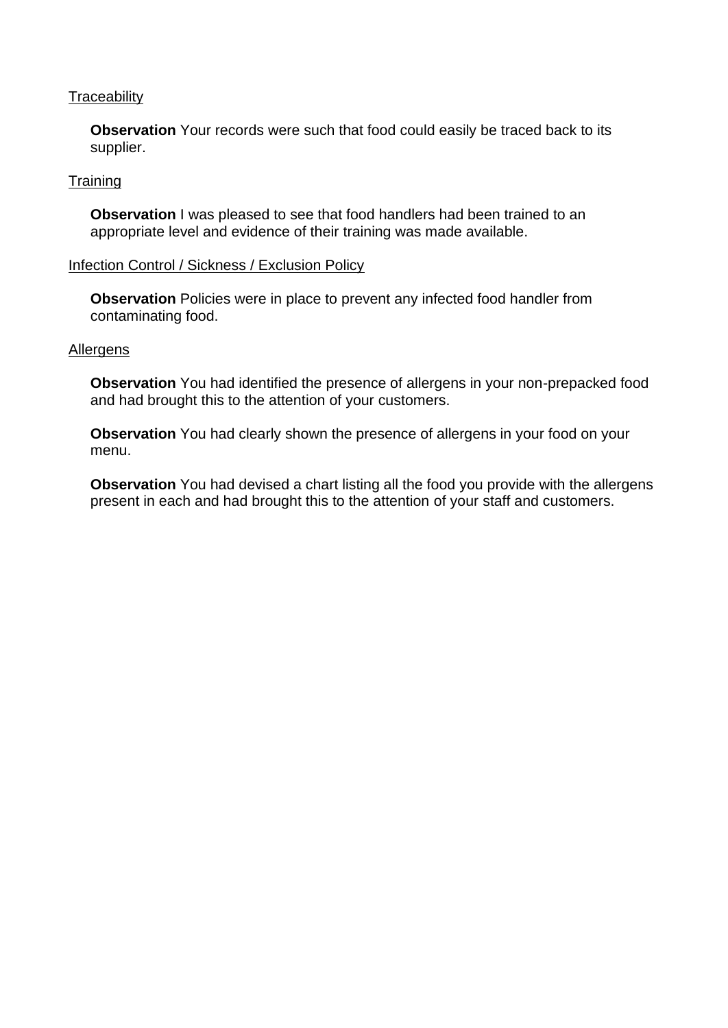## Traceability

**Observation** Your records were such that food could easily be traced back to its supplier.

## Training

**Observation** I was pleased to see that food handlers had been trained to an appropriate level and evidence of their training was made available.

## Infection Control / Sickness / Exclusion Policy

**Observation** Policies were in place to prevent any infected food handler from contaminating food.

## Allergens

**Observation** You had identified the presence of allergens in your non-prepacked food and had brought this to the attention of your customers.

**Observation** You had clearly shown the presence of allergens in your food on your menu.

**Observation** You had devised a chart listing all the food you provide with the allergens present in each and had brought this to the attention of your staff and customers.